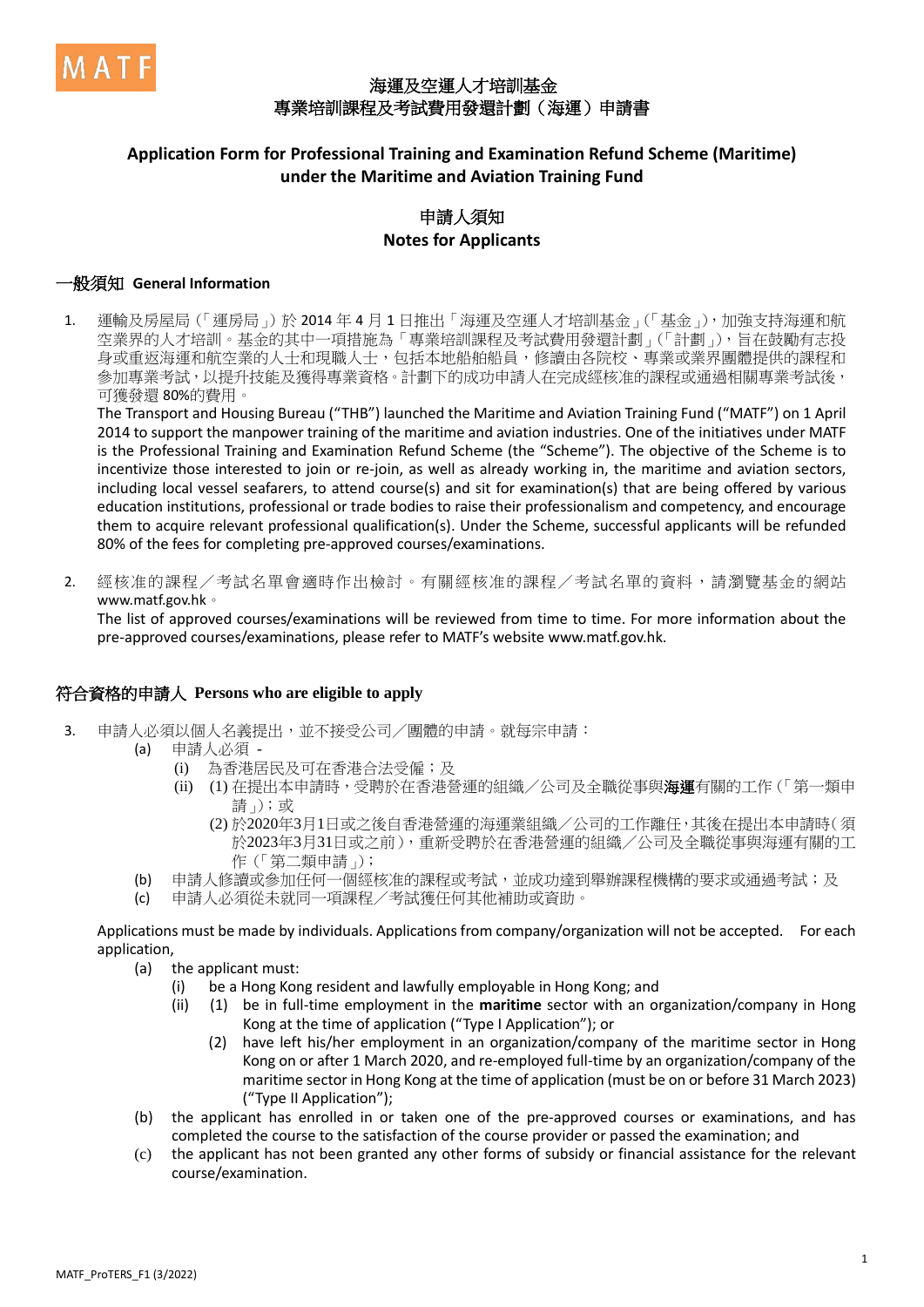MATF

# 海運及空運人才培訓基金
# 專業培訓課程及考試費用發還計劃（海運）申請書

## Application Form for Professional Training and Examination Refund Scheme (Maritime) under the Maritime and Aviation Training Fund

## 申請人須知
## Notes for Applicants

### 一般須知 General Information

1. 運輸及房屋局（「運房局」）於 2014 年 4 月 1 日推出「海運及空運人才培訓基金」（「基金」），加強支持海運和航空業界的人才培訓。基金的其中一項措施為「專業培訓課程及考試費用發還計劃」（「計劃」），旨在鼓勵有志投身或重返海運和航空業的人士和現職人士，包括本地船舶船員，修讀由各院校、專業或業界團體提供的課程和參加專業考試，以提升技能及獲得專業資格。計劃下的成功申請人在完成經核准的課程或通過相關專業考試後，可獲發還 80%的費用。
   
   The Transport and Housing Bureau ("THB") launched the Maritime and Aviation Training Fund ("MATF") on 1 April 2014 to support the manpower training of the maritime and aviation industries. One of the initiatives under MATF is the Professional Training and Examination Refund Scheme (the "Scheme"). The objective of the Scheme is to incentivize those interested to join or re-join, as well as already working in, the maritime and aviation sectors, including local vessel seafarers, to attend course(s) and sit for examination(s) that are being offered by various education institutions, professional or trade bodies to raise their professionalism and competency, and encourage them to acquire relevant professional qualification(s). Under the Scheme, successful applicants will be refunded 80% of the fees for completing pre-approved courses/examinations.

2. 經核准的課程／考試名單會適時作出檢討。有關經核准的課程／考試名單的資料，請瀏覽基金的網站 www.matf.gov.hk。
   
   The list of approved courses/examinations will be reviewed from time to time. For more information about the pre-approved courses/examinations, please refer to MATF's website www.matf.gov.hk.

### 符合資格的申請人 Persons who are eligible to apply

3. 申請人必須以個人名義提出，並不接受公司／團體的申請。就每宗申請：
   - (a) 申請人必須 -
     - (i) 為香港居民及可在香港合法受僱；及
     - (ii) (1) 在提出本申請時，受聘於在香港營運的組織／公司及全職從事與**海運**有關的工作（「第一類申請」）；或
       
       (2) 於2020年3月1日或之後自香港營運的海運業組織／公司的工作離任，其後在提出本申請時（須於2023年3月31日或之前），重新受聘於在香港營運的組織／公司及全職從事與海運有關的工作（「第二類申請」）；
   - (b) 申請人修讀或參加任何一個經核准的課程或考試，並成功達到舉辦課程機構的要求或通過考試；及
   - (c) 申請人必須從未就同一項課程／考試獲任何其他補助或資助。

   Applications must be made by individuals. Applications from company/organization will not be accepted. For each application,
   - (a) the applicant must:
     - (i) be a Hong Kong resident and lawfully employable in Hong Kong; and
     - (ii) (1) be in full-time employment in the **maritime** sector with an organization/company in Hong Kong at the time of application ("Type I Application"); or
       
       (2) have left his/her employment in an organization/company of the maritime sector in Hong Kong on or after 1 March 2020, and re-employed full-time by an organization/company of the maritime sector in Hong Kong at the time of application (must be on or before 31 March 2023) ("Type II Application");
   - (b) the applicant has enrolled in or taken one of the pre-approved courses or examinations, and has completed the course to the satisfaction of the course provider or passed the examination; and
   - (c) the applicant has not been granted any other forms of subsidy or financial assistance for the relevant course/examination.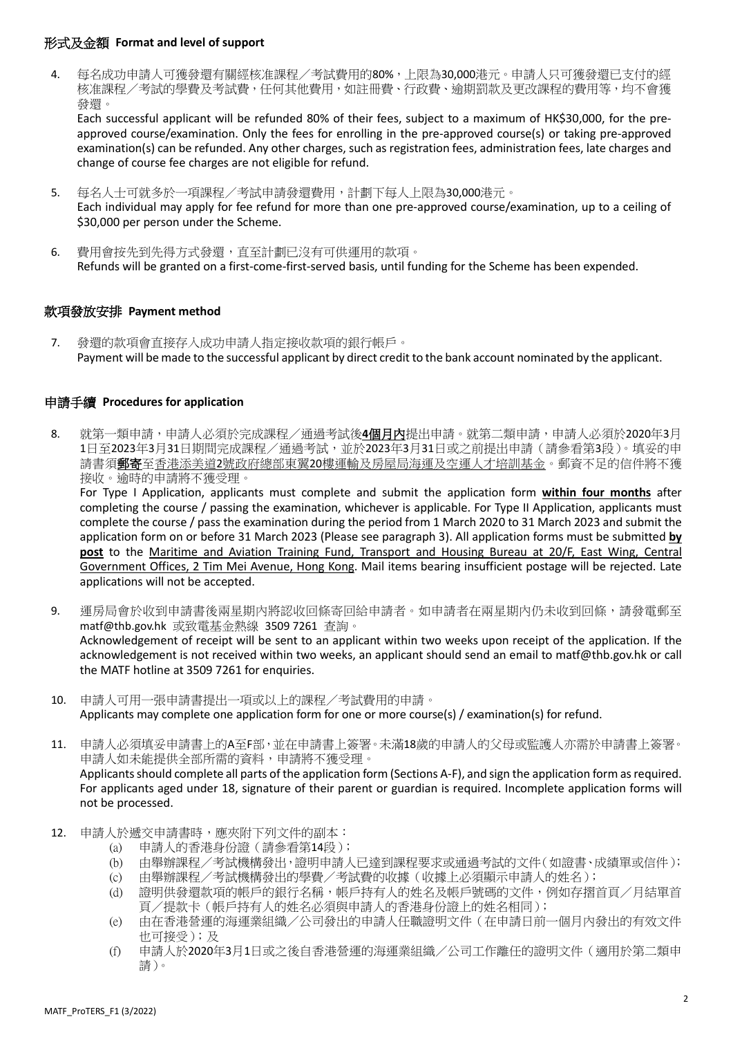## 形式及金額 Format and level of support

4. 每名成功申請人可獲發還有關經核准課程／考試費用的80%，上限為30,000港元。申請人只可獲發還已支付的經核准課程／考試的學費及考試費，任何其他費用，如註冊費、行政費、逾期罰款及更改課程的費用等，均不會獲發還。
   Each successful applicant will be refunded 80% of their fees, subject to a maximum of HK$30,000, for the pre-approved course/examination. Only the fees for enrolling in the pre-approved course(s) or taking pre-approved examination(s) can be refunded. Any other charges, such as registration fees, administration fees, late charges and change of course fee charges are not eligible for refund.

5. 每名人士可就多於一項課程／考試申請發還費用，計劃下每人上限為30,000港元。
   Each individual may apply for fee refund for more than one pre-approved course/examination, up to a ceiling of $30,000 per person under the Scheme.

6. 費用會按先到先得方式發還，直至計劃已沒有可供運用的款項。
   Refunds will be granted on a first-come-first-served basis, until funding for the Scheme has been expended.

## 款項發放安排 Payment method

7. 發還的款項會直接存入成功申請人指定接收款項的銀行帳戶。
   Payment will be made to the successful applicant by direct credit to the bank account nominated by the applicant.

## 申請手續 Procedures for application

8. 就第一類申請，申請人必須於完成課程／通過考試後**4個月內**提出申請。就第二類申請，申請人必須於2020年3月1日至2023年3月31日期間完成課程／通過考試，並於2023年3月31日或之前提出申請（請參看第3段）。填妥的申請書須**郵寄**至香港添美道2號政府總部東翼20樓運輸及房屋局海運及空運人才培訓基金。郵資不足的信件將不獲接收。逾時的申請將不獲受理。
   For Type I Application, applicants must complete and submit the application form **within four months** after completing the course / passing the examination, whichever is applicable. For Type II Application, applicants must complete the course / pass the examination during the period from 1 March 2020 to 31 March 2023 and submit the application form on or before 31 March 2023 (Please see paragraph 3). All application forms must be submitted **by post** to the Maritime and Aviation Training Fund, Transport and Housing Bureau at 20/F, East Wing, Central Government Offices, 2 Tim Mei Avenue, Hong Kong. Mail items bearing insufficient postage will be rejected. Late applications will not be accepted.

9. 運房局會於收到申請書後兩星期內將認收回條寄回給申請者。如申請者在兩星期內仍未收到回條，請發電郵至 matf@thb.gov.hk 或致電基金熱線 3509 7261 查詢。
   Acknowledgement of receipt will be sent to an applicant within two weeks upon receipt of the application. If the acknowledgement is not received within two weeks, an applicant should send an email to matf@thb.gov.hk or call the MATF hotline at 3509 7261 for enquiries.

10. 申請人可用一張申請書提出一項或以上的課程／考試費用的申請。
    Applicants may complete one application form for one or more course(s) / examination(s) for refund.

11. 申請人必須填妥申請書上的A至F部，並在申請書上簽署。未滿18歲的申請人的父母或監護人亦需於申請書上簽署。申請人如未能提供全部所需的資料，申請將不獲受理。
    Applicants should complete all parts of the application form (Sections A-F), and sign the application form as required. For applicants aged under 18, signature of their parent or guardian is required. Incomplete application forms will not be processed.

12. 申請人於遞交申請書時，應夾附下列文件的副本：
    (a) 申請人的香港身份證（請參看第14段）；
    (b) 由舉辦課程／考試機構發出，證明申請人已達到課程要求或通過考試的文件（如證書、成績單或信件）；
    (c) 由舉辦課程／考試機構發出的學費／考試費的收據（收據上必須顯示申請人的姓名）；
    (d) 證明供發還款項的帳戶的銀行名稱，帳戶持有人的姓名及帳戶號碼的文件，例如存摺首頁／月結單首頁／提款卡（帳戶持有人的姓名必須與申請人的香港身份證上的姓名相同）；
    (e) 由在香港營運的海運業組織／公司發出的申請人任職證明文件（在申請日前一個月內發出的有效文件也可接受）；及
    (f) 申請人於2020年3月1日或之後自香港營運的海運業組織／公司工作離任的證明文件（適用於第二類申請）。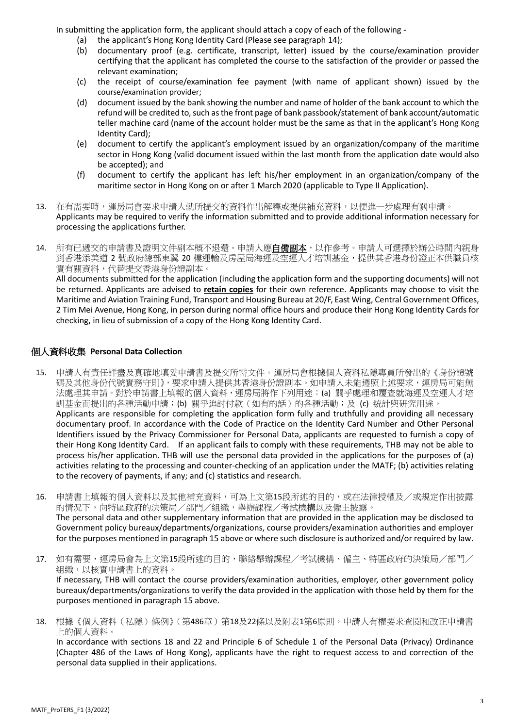In submitting the application form, the applicant should attach a copy of each of the following -

(a) the applicant's Hong Kong Identity Card (Please see paragraph 14);

(b) documentary proof (e.g. certificate, transcript, letter) issued by the course/examination provider certifying that the applicant has completed the course to the satisfaction of the provider or passed the relevant examination;

(c) the receipt of course/examination fee payment (with name of applicant shown) issued by the course/examination provider;

(d) document issued by the bank showing the number and name of holder of the bank account to which the refund will be credited to, such as the front page of bank passbook/statement of bank account/automatic teller machine card (name of the account holder must be the same as that in the applicant's Hong Kong Identity Card);

(e) document to certify the applicant's employment issued by an organization/company of the maritime sector in Hong Kong (valid document issued within the last month from the application date would also be accepted); and

(f) document to certify the applicant has left his/her employment in an organization/company of the maritime sector in Hong Kong on or after 1 March 2020 (applicable to Type II Application).

13. 在有需要時，運房局會要求申請人就所提交的資料作出解釋或提供補充資料，以便進一步處理有關申請。
Applicants may be required to verify the information submitted and to provide additional information necessary for processing the applications further.

14. 所有已遞交的申請書及證明文件副本概不退還。申請人應**自備副本**，以作參考。申請人可選擇於辦公時間內親身到香港添美道 2 號政府總部東翼 20 樓運輸及房屋局海運及空運人才培訓基金，提供其香港身份證正本供職員核實有關資料，代替提交香港身份證副本。
All documents submitted for the application (including the application form and the supporting documents) will not be returned. Applicants are advised to **retain copies** for their own reference. Applicants may choose to visit the Maritime and Aviation Training Fund, Transport and Housing Bureau at 20/F, East Wing, Central Government Offices, 2 Tim Mei Avenue, Hong Kong, in person during normal office hours and produce their Hong Kong Identity Cards for checking, in lieu of submission of a copy of the Hong Kong Identity Card.

## 個人資料收集 Personal Data Collection

15. 申請人有責任詳盡及真確地填妥申請書及提交所需文件。運房局會根據個人資料私隱專員所發出的《身份證號碼及其他身份代號實務守則》，要求申請人提供其香港身份證副本。如申請人未能遵照上述要求，運房局可能無法處理其申請。對於申請書上填報的個人資料，運房局將作下列用途：(a) 關乎處理和覆查就海運及空運人才培訓基金而提出的各種活動申請；(b) 關乎追討付款（如有的話）的各種活動；及 (c) 統計與研究用途。
Applicants are responsible for completing the application form fully and truthfully and providing all necessary documentary proof. In accordance with the Code of Practice on the Identity Card Number and Other Personal Identifiers issued by the Privacy Commissioner for Personal Data, applicants are requested to furnish a copy of their Hong Kong Identity Card. If an applicant fails to comply with these requirements, THB may not be able to process his/her application. THB will use the personal data provided in the applications for the purposes of (a) activities relating to the processing and counter-checking of an application under the MATF; (b) activities relating to the recovery of payments, if any; and (c) statistics and research.

16. 申請書上填報的個人資料以及其他補充資料，可為上文第15段所述的目的，或在法律授權及／或規定作出披露的情況下，向特區政府的決策局／部門／組織，舉辦課程／考試機構以及僱主披露。
The personal data and other supplementary information that are provided in the application may be disclosed to Government policy bureaux/departments/organizations, course providers/examination authorities and employer for the purposes mentioned in paragraph 15 above or where such disclosure is authorized and/or required by law.

17. 如有需要，運房局會為上文第15段所述的目的，聯絡舉辦課程／考試機構、僱主、特區政府的決策局／部門／組織，以核實申請書上的資料。
If necessary, THB will contact the course providers/examination authorities, employer, other government policy bureaux/departments/organizations to verify the data provided in the application with those held by them for the purposes mentioned in paragraph 15 above.

18. 根據《個人資料（私隱）條例》（第486章）第18及22條以及附表1第6原則，申請人有權要求查閱和改正申請書上的個人資料。
In accordance with sections 18 and 22 and Principle 6 of Schedule 1 of the Personal Data (Privacy) Ordinance (Chapter 486 of the Laws of Hong Kong), applicants have the right to request access to and correction of the personal data supplied in their applications.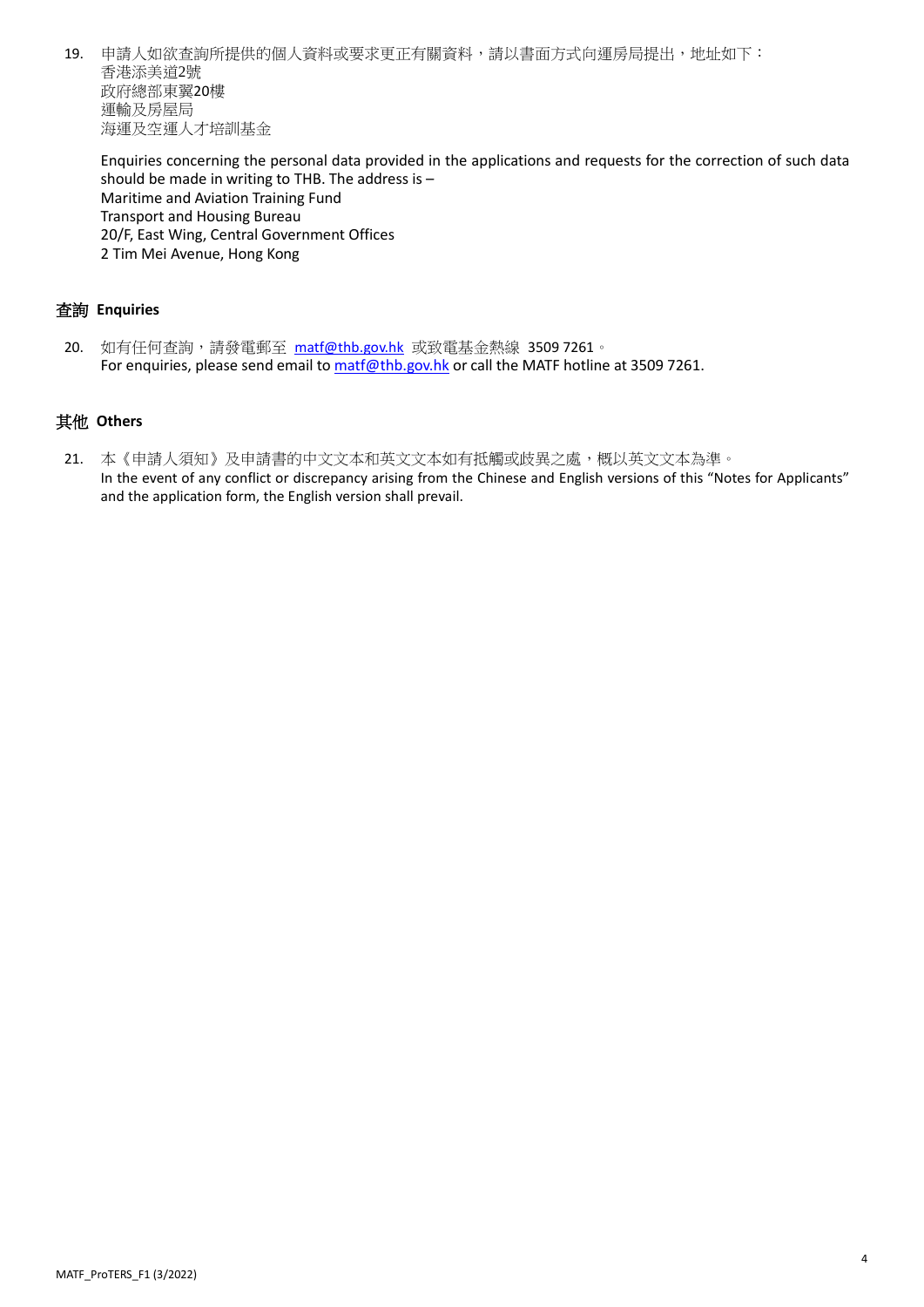19. 申請人如欲查詢所提供的個人資料或要求更正有關資料，請以書面方式向運房局提出，地址如下：
    香港添美道2號
    政府總部東翼20樓
    運輸及房屋局
    海運及空運人才培訓基金

    Enquiries concerning the personal data provided in the applications and requests for the correction of such data should be made in writing to THB. The address is –
    Maritime and Aviation Training Fund
    Transport and Housing Bureau
    20/F, East Wing, Central Government Offices
    2 Tim Mei Avenue, Hong Kong

## 查詢 Enquiries

20. 如有任何查詢，請發電郵至 matf@thb.gov.hk 或致電基金熱線 3509 7261。
    For enquiries, please send email to matf@thb.gov.hk or call the MATF hotline at 3509 7261.

## 其他 Others

21. 本《申請人須知》及申請書的中文文本和英文文本如有抵觸或歧異之處，概以英文文本為準。
    In the event of any conflict or discrepancy arising from the Chinese and English versions of this "Notes for Applicants" and the application form, the English version shall prevail.

MATF_ProTERS_F1 (3/2022)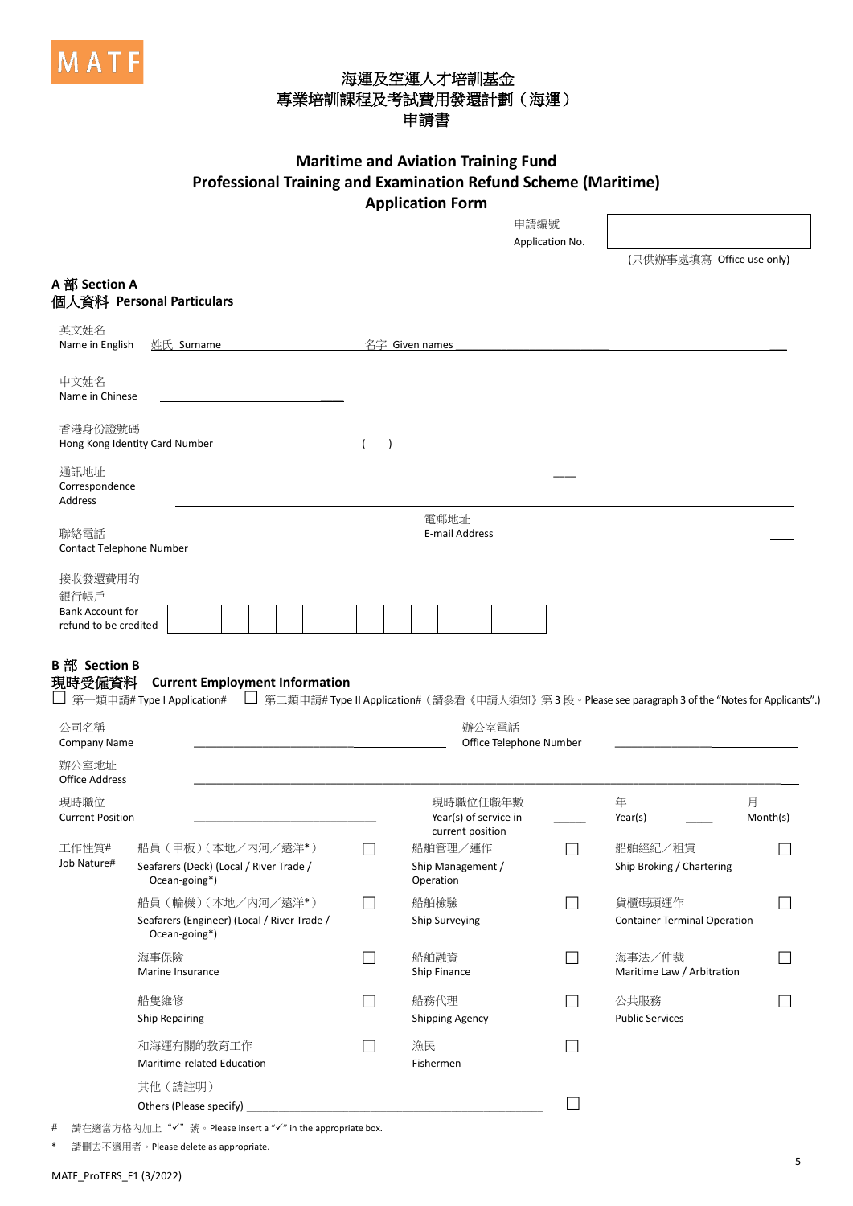MATF

# 海運及空運人才培訓基金
# 專業培訓課程及考試費用發還計劃（海運）
# 申請書

# Maritime and Aviation Training Fund
# Professional Training and Examination Refund Scheme (Maritime)
# Application Form

申請編號
Application No. ________________

(只供辦事處填寫 Office use only)

## A 部 Section A
## 個人資料 Personal Particulars

英文姓名
Name in English 姓氏 Surname ______________________ 名字 Given names ______________________

中文姓名
Name in Chinese ______________________

香港身份證號碼
Hong Kong Identity Card Number ______________________ (    )

通訊地址
Correspondence Address ____________________________________________
____________________________________________

聯絡電話
Contact Telephone Number ______________________

電郵地址
E-mail Address ______________________

接收發還費用的銀行帳戶
Bank Account for refund to be credited

| | | | | | | | | | | | | | |
|---|---|---|---|---|---|---|---|---|---|---|---|---|---|

## B 部 Section B
## 現時受僱資料 Current Employment Information

☐ 第一類申請# Type I Application# ☐ 第二類申請# Type II Application#（請參看《申請人須知》第 3 段。Please see paragraph 3 of the "Notes for Applicants".）

公司名稱
Company Name ______________________

辦公室電話
Office Telephone Number ______________________

辦公室地址
Office Address ____________________________________________

現時職位
Current Position ______________________

現時職位任職年數
Year(s) of service in current position ______ 年 Year(s) ______ 月 Month(s)

工作性質#
Job Nature#

| | | | | | |
|---|---|---|---|---|---|
| 船員（甲板）(本地／內河／遠洋*) Seafarers (Deck) (Local / River Trade / Ocean-going*) | ☐ | 船舶管理／運作 Ship Management / Operation | ☐ | 船舶經紀／租賃 Ship Broking / Chartering | ☐ |
| 船員（輪機）(本地／內河／遠洋*) Seafarers (Engineer) (Local / River Trade / Ocean-going*) | ☐ | 船舶檢驗 Ship Surveying | ☐ | 貨櫃碼頭運作 Container Terminal Operation | ☐ |
| 海事保險 Marine Insurance | ☐ | 船舶融資 Ship Finance | ☐ | 海事法／仲裁 Maritime Law / Arbitration | ☐ |
| 船隻維修 Ship Repairing | ☐ | 船務代理 Shipping Agency | ☐ | 公共服務 Public Services | ☐ |
| 和海運有關的教育工作 Maritime-related Education | ☐ | 漁民 Fishermen | ☐ | | |
| 其他（請註明）Others (Please specify) ______________________ | | | ☐ | | |

\# 請在適當方格內加上 "✓" 號。Please insert a "✓" in the appropriate box.

\* 請刪去不適用者。Please delete as appropriate.

MATF_ProTERS_F1 (3/2022)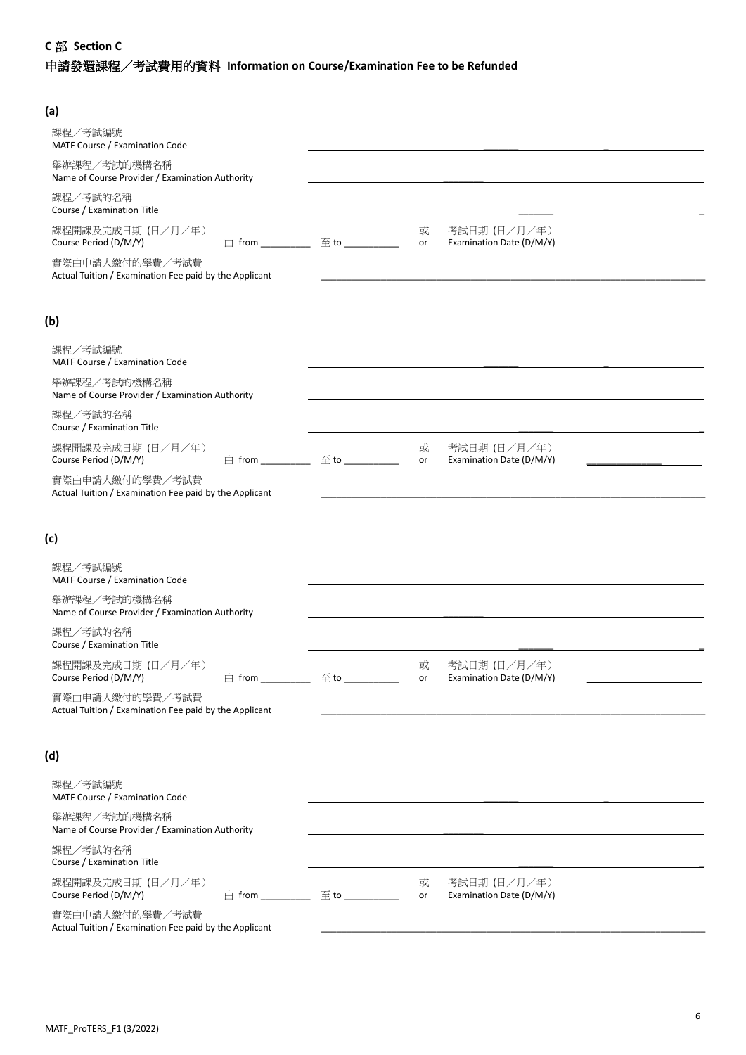**C 部 Section C**

**申請發還課程／考試費用的資料 Information on Course/Examination Fee to be Refunded**

**(a)**

課程／考試編號
MATF Course / Examination Code ______________________________

舉辦課程／考試的機構名稱
Name of Course Provider / Examination Authority ______________________________

課程／考試的名稱
Course / Examination Title ______________________________

課程開課及完成日期 (日／月／年)
Course Period (D/M/Y) 由 from __________ 至 to __________ 或 or 考試日期 (日／月／年) Examination Date (D/M/Y) __________

實際由申請人繳付的學費／考試費
Actual Tuition / Examination Fee paid by the Applicant ______________________________

**(b)**

課程／考試編號
MATF Course / Examination Code ______________________________

舉辦課程／考試的機構名稱
Name of Course Provider / Examination Authority ______________________________

課程／考試的名稱
Course / Examination Title ______________________________

課程開課及完成日期 (日／月／年)
Course Period (D/M/Y) 由 from __________ 至 to __________ 或 or 考試日期 (日／月／年) Examination Date (D/M/Y) __________

實際由申請人繳付的學費／考試費
Actual Tuition / Examination Fee paid by the Applicant ______________________________

**(c)**

課程／考試編號
MATF Course / Examination Code ______________________________

舉辦課程／考試的機構名稱
Name of Course Provider / Examination Authority ______________________________

課程／考試的名稱
Course / Examination Title ______________________________

課程開課及完成日期 (日／月／年)
Course Period (D/M/Y) 由 from __________ 至 to __________ 或 or 考試日期 (日／月／年) Examination Date (D/M/Y) __________

實際由申請人繳付的學費／考試費
Actual Tuition / Examination Fee paid by the Applicant ______________________________

**(d)**

課程／考試編號
MATF Course / Examination Code ______________________________

舉辦課程／考試的機構名稱
Name of Course Provider / Examination Authority ______________________________

課程／考試的名稱
Course / Examination Title ______________________________

課程開課及完成日期 (日／月／年)
Course Period (D/M/Y) 由 from __________ 至 to __________ 或 or 考試日期 (日／月／年) Examination Date (D/M/Y) __________

實際由申請人繳付的學費／考試費
Actual Tuition / Examination Fee paid by the Applicant ______________________________

MATF_ProTERS_F1 (3/2022)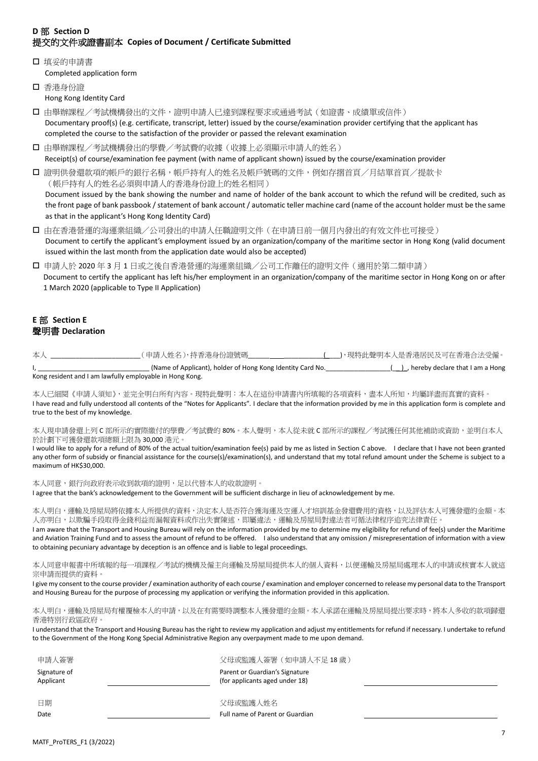## D 部 Section D
## 提交的文件或證書副本 Copies of Document / Certificate Submitted

- ☐ 填妥的申請書
  Completed application form
- ☐ 香港身份證
  Hong Kong Identity Card
- ☐ 由舉辦課程／考試機構發出的文件，證明申請人已達到課程要求或通過考試（如證書、成績單或信件）
  Documentary proof(s) (e.g. certificate, transcript, letter) issued by the course/examination provider certifying that the applicant has completed the course to the satisfaction of the provider or passed the relevant examination
- ☐ 由舉辦課程／考試機構發出的學費／考試費的收據（收據上必須顯示申請人的姓名）
  Receipt(s) of course/examination fee payment (with name of applicant shown) issued by the course/examination provider
- ☐ 證明供發還款項的帳戶的銀行名稱，帳戶持有人的姓名及帳戶號碼的文件，例如存摺首頁／月結單首頁／提款卡（帳戶持有人的姓名必須與申請人的香港身份證上的姓名相同）
  Document issued by the bank showing the number and name of holder of the bank account to which the refund will be credited, such as the front page of bank passbook / statement of bank account / automatic teller machine card (name of the account holder must be the same as that in the applicant's Hong Kong Identity Card)
- ☐ 由在香港營運的海運業組織／公司發出的申請人任職證明文件（在申請日前一個月內發出的有效文件也可接受）
  Document to certify the applicant's employment issued by an organization/company of the maritime sector in Hong Kong (valid document issued within the last month from the application date would also be accepted)
- ☐ 申請人於 2020 年 3 月 1 日或之後自香港營運的海運業組織／公司工作離任的證明文件（適用於第二類申請）
  Document to certify the applicant has left his/her employment in an organization/company of the maritime sector in Hong Kong on or after 1 March 2020 (applicable to Type II Application)

## E 部 Section E
## 聲明書 Declaration

本人 ________________________（申請人姓名），持香港身份證號碼__________________(___)，現特此聲明本人是香港居民及可在香港合法受僱。

I, ______________________________ (Name of Applicant), holder of Hong Kong Identity Card No.__________________(___), hereby declare that I am a Hong Kong resident and I am lawfully employable in Hong Kong.

本人已細閱《申請人須知》，並完全明白所有內容。現特此聲明：本人在這份申請書內所填報的各項資料，盡本人所知，均屬詳盡而真實的資料。
I have read and fully understood all contents of the "Notes for Applicants". I declare that the information provided by me in this application form is complete and true to the best of my knowledge.

本人現申請發還上列 C 部所示的實際繳付的學費／考試費的 80%。本人聲明，本人從未就 C 部所示的課程／考試獲任何其他補助或資助，並明白本人於計劃下可獲發還款項總額上限為 30,000 港元。
I would like to apply for a refund of 80% of the actual tuition/examination fee(s) paid by me as listed in Section C above. I declare that I have not been granted any other form of subsidy or financial assistance for the course(s)/examination(s), and understand that my total refund amount under the Scheme is subject to a maximum of HK$30,000.

本人同意，銀行向政府表示收到款項的證明，足以代替本人的收款證明。
I agree that the bank's acknowledgement to the Government will be sufficient discharge in lieu of acknowledgement by me.

本人明白，運輸及房屋局將依據本人所提供的資料，決定本人是否符合獲海運及空運人才培訓基金發還費用的資格，以及評估本人可獲發還的金額。本人亦明白，以欺騙手段取得金錢利益而漏報資料或作出失實陳述，即屬違法，運輸及房屋局對違法者可循法律程序追究法律責任。
I am aware that the Transport and Housing Bureau will rely on the information provided by me to determine my eligibility for refund of fee(s) under the Maritime and Aviation Training Fund and to assess the amount of refund to be offered. I also understand that any omission / misrepresentation of information with a view to obtaining pecuniary advantage by deception is an offence and is liable to legal proceedings.

本人同意申報書中所填報的每一項課程／考試的機構及僱主向運輸及房屋局提供本人的個人資料，以便運輸及房屋局處理本人的申請或核實本人就這宗申請而提供的資料。
I give my consent to the course provider / examination authority of each course / examination and employer concerned to release my personal data to the Transport and Housing Bureau for the purpose of processing my application or verifying the information provided in this application.

本人明白，運輸及房屋局有權覆檢本人的申請，以及在有需要時調整本人獲發還的金額。本人承諾在運輸及房屋局提出要求時，將本人多收的款項歸還香港特別行政區政府。
I understand that the Transport and Housing Bureau has the right to review my application and adjust my entitlements for refund if necessary. I undertake to refund to the Government of the Hong Kong Special Administrative Region any overpayment made to me upon demand.

| | | | |
|---|---|---|---|
| 申請人簽署 Signature of Applicant | ____________________ | 父母或監護人簽署（如申請人不足 18 歲） Parent or Guardian's Signature (for applicants aged under 18) | ____________________ |
| 日期 Date | ____________________ | 父母或監護人姓名 Full name of Parent or Guardian | ____________________ |

MATF_ProTERS_F1 (3/2022)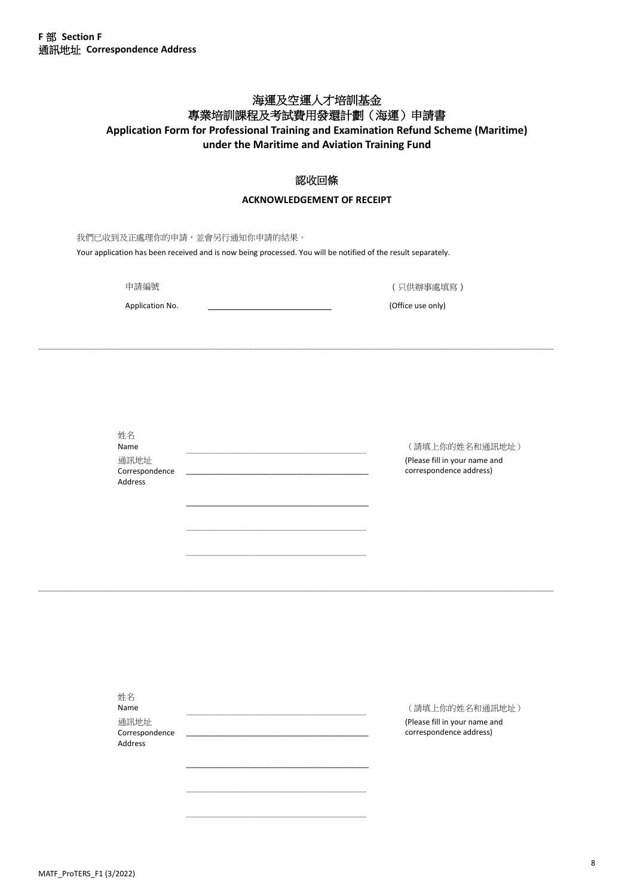**F 部 Section F**
**通訊地址 Correspondence Address**

# 海運及空運人才培訓基金
# 專業培訓課程及考試費用發還計劃（海運）申請書
# Application Form for Professional Training and Examination Refund Scheme (Maritime) under the Maritime and Aviation Training Fund

## 認收回條

## ACKNOWLEDGEMENT OF RECEIPT

我們已收到及正處理你的申請，並會另行通知你申請的結果。

Your application has been received and is now being processed. You will be notified of the result separately.

申請編號
Application No. ____________________ （只供辦事處填寫）(Office use only)

---

姓名
Name ____________________ （請填上你的姓名和通訊地址）(Please fill in your name and correspondence address)

通訊地址
Correspondence Address ____________________

____________________

____________________

____________________

---

姓名
Name ____________________ （請填上你的姓名和通訊地址）(Please fill in your name and correspondence address)

通訊地址
Correspondence Address ____________________

____________________

____________________

____________________

MATF_ProTERS_F1 (3/2022)